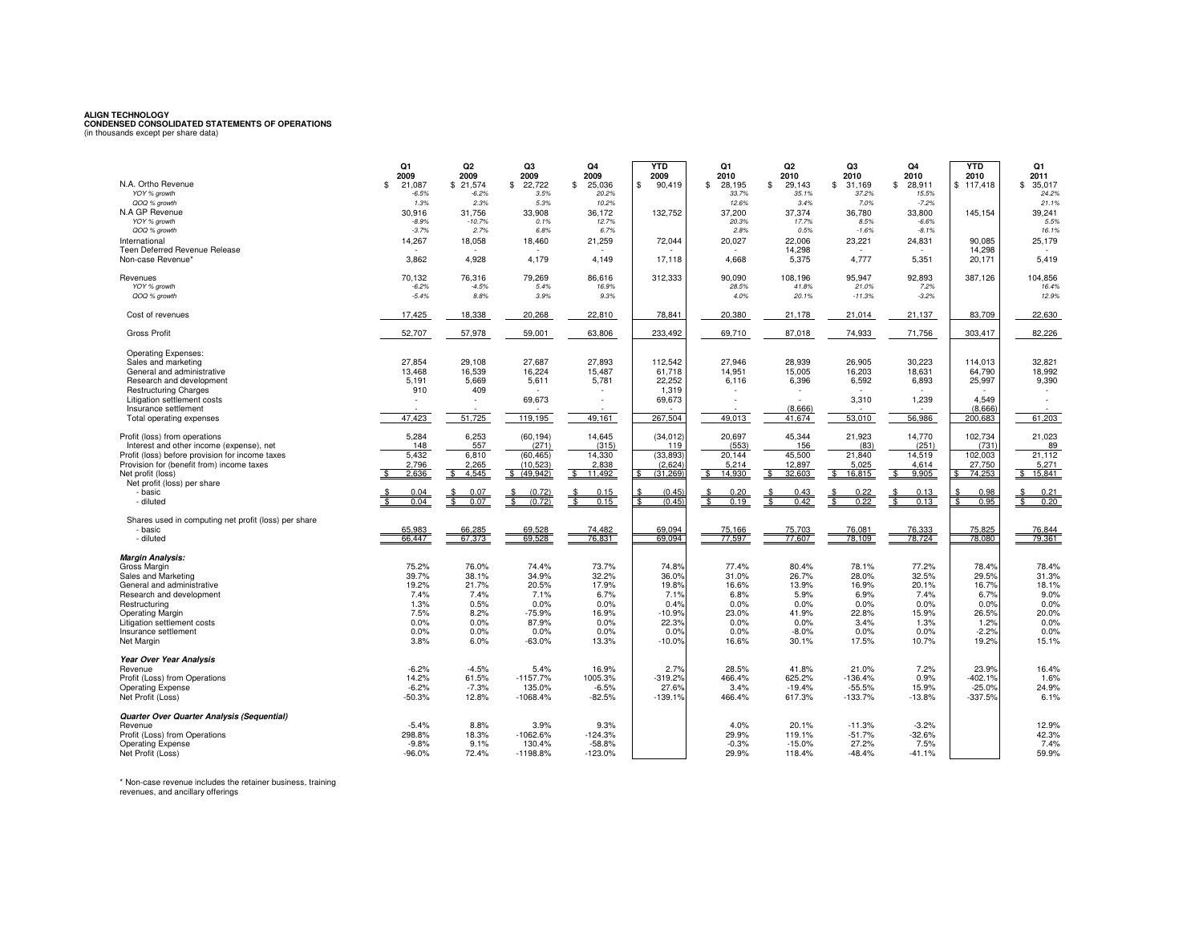**ALIGN TECHNOLOGY**
**CONDENSED CONSOLIDATED STATEMENTS OF OPERATIONS**
(in thousands except per share data)

| | Q1 2009 | Q2 2009 | Q3 2009 | Q4 2009 | YTD 2009 | Q1 2010 | Q2 2010 | Q3 2010 | Q4 2010 | YTD 2010 | Q1 2011 |
|---|---|---|---|---|---|---|---|---|---|---|---|
| N.A. Ortho Revenue | $ 21,087 | $ 21,574 | $ 22,722 | $ 25,036 | $ 90,419 | $ 28,195 | $ 29,143 | $ 31,169 | $ 28,911 | $ 117,418 | $ 35,017 |
| *YOY % growth* | *-6.5%* | *-6.2%* | *3.5%* | *20.2%* | | *33.7%* | *35.1%* | *37.2%* | *15.5%* | | *24.2%* |
| *QOQ % growth* | *1.3%* | *2.3%* | *5.3%* | *10.2%* | | *12.6%* | *3.4%* | *7.0%* | *-7.2%* | | *21.1%* |
| N.A GP Revenue | 30,916 | 31,756 | 33,908 | 36,172 | 132,752 | 37,200 | 37,374 | 36,780 | 33,800 | 145,154 | 39,241 |
| *YOY % growth* | *-8.9%* | *-10.7%* | *0.1%* | *12.7%* | | *20.3%* | *17.7%* | *8.5%* | *-6.6%* | | *5.5%* |
| *QOQ % growth* | *-3.7%* | *2.7%* | *6.8%* | *6.7%* | | *2.8%* | *0.5%* | *-1.6%* | *-8.1%* | | *16.1%* |
| International | 14,267 | 18,058 | 18,460 | 21,259 | 72,044 | 20,027 | 22,006 | 23,221 | 24,831 | 90,085 | 25,179 |
| Teen Deferred Revenue Release | - | - | - | - | - | - | 14,298 | - | - | 14,298 | - |
| Non-case Revenue* | 3,862 | 4,928 | 4,179 | 4,149 | 17,118 | 4,668 | 5,375 | 4,777 | 5,351 | 20,171 | 5,419 |
| Revenues | 70,132 | 76,316 | 79,269 | 86,616 | 312,333 | 90,090 | 108,196 | 95,947 | 92,893 | 387,126 | 104,856 |
| *YOY % growth* | *-6.2%* | *-4.5%* | *5.4%* | *16.9%* | | *28.5%* | *41.8%* | *21.0%* | *7.2%* | | *16.4%* |
| *QOQ % growth* | *-5.4%* | *8.8%* | *3.9%* | *9.3%* | | *4.0%* | *20.1%* | *-11.3%* | *-3.2%* | | *12.9%* |
| Cost of revenues | 17,425 | 18,338 | 20,268 | 22,810 | 78,841 | 20,380 | 21,178 | 21,014 | 21,137 | 83,709 | 22,630 |
| Gross Profit | 52,707 | 57,978 | 59,001 | 63,806 | 233,492 | 69,710 | 87,018 | 74,933 | 71,756 | 303,417 | 82,226 |
| Operating Expenses: | | | | | | | | | | | |
| Sales and marketing | 27,854 | 29,108 | 27,687 | 27,893 | 112,542 | 27,946 | 28,939 | 26,905 | 30,223 | 114,013 | 32,821 |
| General and administrative | 13,468 | 16,539 | 16,224 | 15,487 | 61,718 | 14,951 | 15,005 | 16,203 | 18,631 | 64,790 | 18,992 |
| Research and development | 5,191 | 5,669 | 5,611 | 5,781 | 22,252 | 6,116 | 6,396 | 6,592 | 6,893 | 25,997 | 9,390 |
| Restructuring Charges | 910 | 409 | - | - | 1,319 | - | - | - | - | - | - |
| Litigation settlement costs | - | - | 69,673 | - | 69,673 | - | - | 3,310 | 1,239 | 4,549 | - |
| Insurance settlement | - | - | - | - | - | - | (8,666) | - | - | (8,666) | - |
| Total operating expenses | 47,423 | 51,725 | 119,195 | 49,161 | 267,504 | 49,013 | 41,674 | 53,010 | 56,986 | 200,683 | 61,203 |
| Profit (loss) from operations | 5,284 | 6,253 | (60,194) | 14,645 | (34,012) | 20,697 | 45,344 | 21,923 | 14,770 | 102,734 | 21,023 |
| Interest and other income (expense), net | 148 | 557 | (271) | (315) | 119 | (553) | 156 | (83) | (251) | (731) | 89 |
| Profit (loss) before provision for income taxes | 5,432 | 6,810 | (60,465) | 14,330 | (33,893) | 20,144 | 45,500 | 21,840 | 14,519 | 102,003 | 21,112 |
| Provision for (benefit from) income taxes | 2,796 | 2,265 | (10,523) | 2,838 | (2,624) | 5,214 | 12,897 | 5,025 | 4,614 | 27,750 | 5,271 |
| Net profit (loss) | $ 2,636 | $ 4,545 | $ (49,942) | $ 11,492 | $ (31,269) | $ 14,930 | $ 32,603 | $ 16,815 | $ 9,905 | $ 74,253 | $ 15,841 |
| Net profit (loss) per share | | | | | | | | | | | |
| - basic | $ 0.04 | $ 0.07 | $ (0.72) | $ 0.15 | $ (0.45) | $ 0.20 | $ 0.43 | $ 0.22 | $ 0.13 | $ 0.98 | $ 0.21 |
| - diluted | $ 0.04 | $ 0.07 | $ (0.72) | $ 0.15 | $ (0.45) | $ 0.19 | $ 0.42 | $ 0.22 | $ 0.13 | $ 0.95 | $ 0.20 |
| Shares used in computing net profit (loss) per share | | | | | | | | | | | |
| - basic | 65,983 | 66,285 | 69,528 | 74,482 | 69,094 | 75,166 | 75,703 | 76,081 | 76,333 | 75,825 | 76,844 |
| - diluted | 66,447 | 67,373 | 69,528 | 76,831 | 69,094 | 77,597 | 77,607 | 78,109 | 78,724 | 78,080 | 79,361 |
| ***Margin Analysis:*** | | | | | | | | | | | |
| Gross Margin | 75.2% | 76.0% | 74.4% | 73.7% | 74.8% | 77.4% | 80.4% | 78.1% | 77.2% | 78.4% | 78.4% |
| Sales and Marketing | 39.7% | 38.1% | 34.9% | 32.2% | 36.0% | 31.0% | 26.7% | 28.0% | 32.5% | 29.5% | 31.3% |
| General and administrative | 19.2% | 21.7% | 20.5% | 17.9% | 19.8% | 16.6% | 13.9% | 16.9% | 20.1% | 16.7% | 18.1% |
| Research and development | 7.4% | 7.4% | 7.1% | 6.7% | 7.1% | 6.8% | 5.9% | 6.9% | 7.4% | 6.7% | 9.0% |
| Restructuring | 1.3% | 0.5% | 0.0% | 0.0% | 0.4% | 0.0% | 0.0% | 0.0% | 0.0% | 0.0% | 0.0% |
| Operating Margin | 7.5% | 8.2% | -75.9% | 16.9% | -10.9% | 23.0% | 41.9% | 22.8% | 15.9% | 26.5% | 20.0% |
| Litigation settlement costs | 0.0% | 0.0% | 87.9% | 0.0% | 22.3% | 0.0% | 0.0% | 3.4% | 1.3% | 1.2% | 0.0% |
| Insurance settlement | 0.0% | 0.0% | 0.0% | 0.0% | 0.0% | 0.0% | -8.0% | 0.0% | 0.0% | -2.2% | 0.0% |
| Net Margin | 3.8% | 6.0% | -63.0% | 13.3% | -10.0% | 16.6% | 30.1% | 17.5% | 10.7% | 19.2% | 15.1% |
| ***Year Over Year Analysis*** | | | | | | | | | | | |
| Revenue | -6.2% | -4.5% | 5.4% | 16.9% | 2.7% | 28.5% | 41.8% | 21.0% | 7.2% | 23.9% | 16.4% |
| Profit (Loss) from Operations | 14.2% | 61.5% | -1157.7% | 1005.3% | -319.2% | 466.4% | 625.2% | -136.4% | 0.9% | -402.1% | 1.6% |
| Operating Expense | -6.2% | -7.3% | 135.0% | -6.5% | 27.6% | 3.4% | -19.4% | -55.5% | 15.9% | -25.0% | 24.9% |
| Net Profit (Loss) | -50.3% | 12.8% | -1068.4% | -82.5% | -139.1% | 466.4% | 617.3% | -133.7% | -13.8% | -337.5% | 6.1% |
| ***Quarter Over Quarter Analysis (Sequential)*** | | | | | | | | | | | |
| Revenue | -5.4% | 8.8% | 3.9% | 9.3% | | 4.0% | 20.1% | -11.3% | -3.2% | | 12.9% |
| Profit (Loss) from Operations | 298.8% | 18.3% | -1062.6% | -124.3% | | 29.9% | 119.1% | -51.7% | -32.6% | | 42.3% |
| Operating Expense | -9.8% | 9.1% | 130.4% | -58.8% | | -0.3% | -15.0% | 27.2% | 7.5% | | 7.4% |
| Net Profit (Loss) | -96.0% | 72.4% | -1198.8% | -123.0% | | 29.9% | 118.4% | -48.4% | -41.1% | | 59.9% |

\* Non-case revenue includes the retainer business, training revenues, and ancillary offerings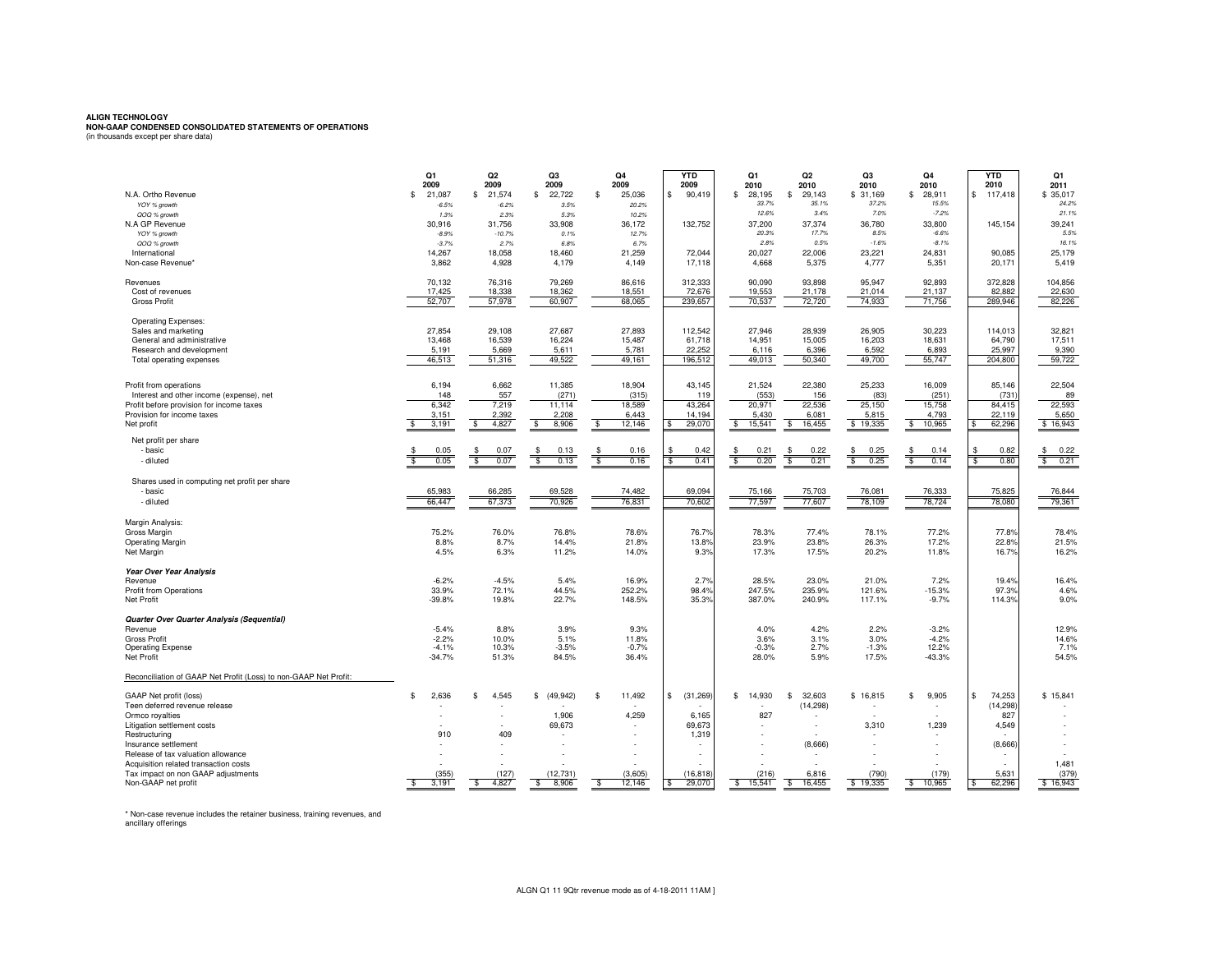**ALIGN TECHNOLOGY**
**NON-GAAP CONDENSED CONSOLIDATED STATEMENTS OF OPERATIONS**
(in thousands except per share data)

| | Q1 2009 | Q2 2009 | Q3 2009 | Q4 2009 | YTD 2009 | Q1 2010 | Q2 2010 | Q3 2010 | Q4 2010 | YTD 2010 | Q1 2011 |
|---|---|---|---|---|---|---|---|---|---|---|---|
| N.A. Ortho Revenue | $ 21,087 | $ 21,574 | $ 22,722 | $ 25,036 | $ 90,419 | $ 28,195 | $ 29,143 | $ 31,169 | $ 28,911 | $ 117,418 | $ 35,017 |
| *YOY % growth* | *-6.5%* | *-6.2%* | *3.5%* | *20.2%* | | *33.7%* | *35.1%* | *37.2%* | *15.5%* | | *24.2%* |
| *QOQ % growth* | *1.3%* | *2.3%* | *5.3%* | *10.2%* | | *12.6%* | *3.4%* | *7.0%* | *-7.2%* | | *21.1%* |
| N.A GP Revenue | 30,916 | 31,756 | 33,908 | 36,172 | 132,752 | 37,200 | 37,374 | 36,780 | 33,800 | 145,154 | 39,241 |
| *YOY % growth* | *-8.9%* | *-10.7%* | *0.1%* | *12.7%* | | *20.3%* | *17.7%* | *8.5%* | *-6.6%* | | *5.5%* |
| *QOQ % growth* | *-3.7%* | *2.7%* | *6.8%* | *6.7%* | | *2.8%* | *0.5%* | *-1.6%* | *-8.1%* | | *16.1%* |
| International | 14,267 | 18,058 | 18,460 | 21,259 | 72,044 | 20,027 | 22,006 | 23,221 | 24,831 | 90,085 | 25,179 |
| Non-case Revenue* | 3,862 | 4,928 | 4,179 | 4,149 | 17,118 | 4,668 | 5,375 | 4,777 | 5,351 | 20,171 | 5,419 |
| | | | | | | | | | | | |
| Revenues | 70,132 | 76,316 | 79,269 | 86,616 | 312,333 | 90,090 | 93,898 | 95,947 | 92,893 | 372,828 | 104,856 |
| Cost of revenues | 17,425 | 18,338 | 18,362 | 18,551 | 72,676 | 19,553 | 21,178 | 21,014 | 21,137 | 82,882 | 22,630 |
| Gross Profit | 52,707 | 57,978 | 60,907 | 68,065 | 239,657 | 70,537 | 72,720 | 74,933 | 71,756 | 289,946 | 82,226 |
| | | | | | | | | | | | |
| Operating Expenses: | | | | | | | | | | | |
| Sales and marketing | 27,854 | 29,108 | 27,687 | 27,893 | 112,542 | 27,946 | 28,939 | 26,905 | 30,223 | 114,013 | 32,821 |
| General and administrative | 13,468 | 16,539 | 16,224 | 15,487 | 61,718 | 14,951 | 15,005 | 16,203 | 18,631 | 64,790 | 17,511 |
| Research and development | 5,191 | 5,669 | 5,611 | 5,781 | 22,252 | 6,116 | 6,396 | 6,592 | 6,893 | 25,997 | 9,390 |
| Total operating expenses | 46,513 | 51,316 | 49,522 | 49,161 | 196,512 | 49,013 | 50,340 | 49,700 | 55,747 | 204,800 | 59,722 |
| | | | | | | | | | | | |
| Profit from operations | 6,194 | 6,662 | 11,385 | 18,904 | 43,145 | 21,524 | 22,380 | 25,233 | 16,009 | 85,146 | 22,504 |
| Interest and other income (expense), net | 148 | 557 | (271) | (315) | 119 | (553) | 156 | (83) | (251) | (731) | 89 |
| Profit before provision for income taxes | 6,342 | 7,219 | 11,114 | 18,589 | 43,264 | 20,971 | 22,536 | 25,150 | 15,758 | 84,415 | 22,593 |
| Provision for income taxes | 3,151 | 2,392 | 2,208 | 6,443 | 14,194 | 5,430 | 6,081 | 5,815 | 4,793 | 22,119 | 5,650 |
| Net profit | $ 3,191 | $ 4,827 | $ 8,906 | $ 12,146 | $ 29,070 | $ 15,541 | $ 16,455 | $ 19,335 | $ 10,965 | $ 62,296 | $ 16,943 |
| | | | | | | | | | | | |
| Net profit per share | | | | | | | | | | | |
| - basic | $ 0.05 | $ 0.07 | $ 0.13 | $ 0.16 | $ 0.42 | $ 0.21 | $ 0.22 | $ 0.25 | $ 0.14 | $ 0.82 | $ 0.22 |
| - diluted | $ 0.05 | $ 0.07 | $ 0.13 | $ 0.16 | $ 0.41 | $ 0.20 | $ 0.21 | $ 0.25 | $ 0.14 | $ 0.80 | $ 0.21 |
| | | | | | | | | | | | |
| Shares used in computing net profit per share | | | | | | | | | | | |
| - basic | 65,983 | 66,285 | 69,528 | 74,482 | 69,094 | 75,166 | 75,703 | 76,081 | 76,333 | 75,825 | 76,844 |
| - diluted | 66,447 | 67,373 | 70,926 | 76,831 | 70,602 | 77,597 | 77,607 | 78,109 | 78,724 | 78,080 | 79,361 |
| | | | | | | | | | | | |
| Margin Analysis: | | | | | | | | | | | |
| Gross Margin | 75.2% | 76.0% | 76.8% | 78.6% | 76.7% | 78.3% | 77.4% | 78.1% | 77.2% | 77.8% | 78.4% |
| Operating Margin | 8.8% | 8.7% | 14.4% | 21.8% | 13.8% | 23.9% | 23.8% | 26.3% | 17.2% | 22.8% | 21.5% |
| Net Margin | 4.5% | 6.3% | 11.2% | 14.0% | 9.3% | 17.3% | 17.5% | 20.2% | 11.8% | 16.7% | 16.2% |
| | | | | | | | | | | | |
| ***Year Over Year Analysis*** | | | | | | | | | | | |
| Revenue | -6.2% | -4.5% | 5.4% | 16.9% | 2.7% | 28.5% | 23.0% | 21.0% | 7.2% | 19.4% | 16.4% |
| Profit from Operations | 33.9% | 72.1% | 44.5% | 252.2% | 98.4% | 247.5% | 235.9% | 121.6% | -15.3% | 97.3% | 4.6% |
| Net Profit | -39.8% | 19.8% | 22.7% | 148.5% | 35.3% | 387.0% | 240.9% | 117.1% | -9.7% | 114.3% | 9.0% |
| | | | | | | | | | | | |
| ***Quarter Over Quarter Analysis (Sequential)*** | | | | | | | | | | | |
| Revenue | -5.4% | 8.8% | 3.9% | 9.3% | | 4.0% | 4.2% | 2.2% | -3.2% | | 12.9% |
| Gross Profit | -2.2% | 10.0% | 5.1% | 11.8% | | 3.6% | 3.1% | 3.0% | -4.2% | | 14.6% |
| Operating Expense | -4.1% | 10.3% | -3.5% | -0.7% | | -0.3% | 2.7% | -1.3% | 12.2% | | 7.1% |
| Net Profit | -34.7% | 51.3% | 84.5% | 36.4% | | 28.0% | 5.9% | 17.5% | -43.3% | | 54.5% |
| | | | | | | | | | | | |
| Reconciliation of GAAP Net Profit (Loss) to non-GAAP Net Profit: | | | | | | | | | | | |
| | | | | | | | | | | | |
| GAAP Net profit (loss) | $ 2,636 | $ 4,545 | $ (49,942) | $ 11,492 | $ (31,269) | $ 14,930 | $ 32,603 | $ 16,815 | $ 9,905 | $ 74,253 | $ 15,841 |
| Teen deferred revenue release | - | - | - | - | - | - | (14,298) | - | - | (14,298) | - |
| Ormco royalties | - | - | 1,906 | 4,259 | 6,165 | 827 | - | - | - | 827 | - |
| Litigation settlement costs | - | - | 69,673 | - | 69,673 | - | - | 3,310 | 1,239 | 4,549 | - |
| Restructuring | 910 | 409 | - | - | 1,319 | - | - | - | - | - | - |
| Insurance settlement | - | - | - | - | - | - | (8,666) | - | - | (8,666) | - |
| Release of tax valuation allowance | - | - | - | - | - | - | - | - | - | - | - |
| Acquisition related transaction costs | - | - | - | - | - | - | - | - | - | - | 1,481 |
| Tax impact on non GAAP adjustments | (355) | (127) | (12,731) | (3,605) | (16,818) | (216) | 6,816 | (790) | (179) | 5,631 | (379) |
| Non-GAAP net profit | $ 3,191 | $ 4,827 | $ 8,906 | $ 12,146 | $ 29,070 | $ 15,541 | $ 16,455 | $ 19,335 | $ 10,965 | $ 62,296 | $ 16,943 |

\* Non-case revenue includes the retainer business, training revenues, and ancillary offerings

ALGN Q1 11 9Qtr revenue mode as of 4-18-2011 11AM ]